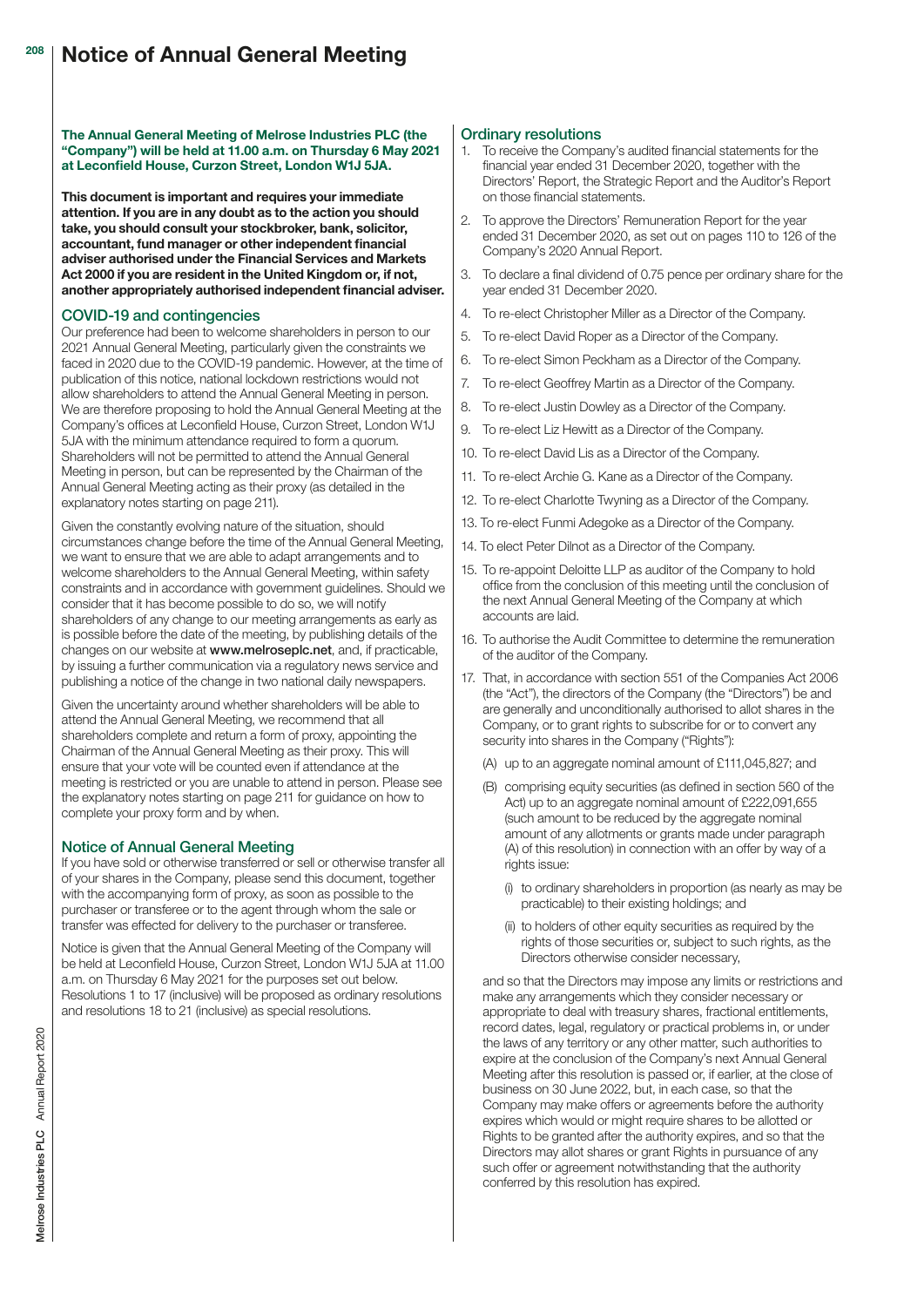# Notice of Annual General Meeting

**The Annual General Meeting of Melrose Industries PLC (the "Company") will be held at 11.00 a.m. on Thursday 6 May 2021 at Leconfield House, Curzon Street, London W1J 5JA.**

**This document is important and requires your immediate attention. If you are in any doubt as to the action you should take, you should consult your stockbroker, bank, solicitor, accountant, fund manager or other independent financial adviser authorised under the Financial Services and Markets Act 2000 if you are resident in the United Kingdom or, if not, another appropriately authorised independent financial adviser.**

## COVID-19 and contingencies

Our preference had been to welcome shareholders in person to our 2021 Annual General Meeting, particularly given the constraints we faced in 2020 due to the COVID-19 pandemic. However, at the time of publication of this notice, national lockdown restrictions would not allow shareholders to attend the Annual General Meeting in person. We are therefore proposing to hold the Annual General Meeting at the Company's offices at Leconfield House, Curzon Street, London W1J 5JA with the minimum attendance required to form a quorum. Shareholders will not be permitted to attend the Annual General Meeting in person, but can be represented by the Chairman of the Annual General Meeting acting as their proxy (as detailed in the explanatory notes starting on page 211).

Given the constantly evolving nature of the situation, should circumstances change before the time of the Annual General Meeting, we want to ensure that we are able to adapt arrangements and to welcome shareholders to the Annual General Meeting, within safety constraints and in accordance with government guidelines. Should we consider that it has become possible to do so, we will notify shareholders of any change to our meeting arrangements as early as is possible before the date of the meeting, by publishing details of the changes on our website at **www.melroseplc.net**, and, if practicable, by issuing a further communication via a regulatory news service and publishing a notice of the change in two national daily newspapers.

Given the uncertainty around whether shareholders will be able to attend the Annual General Meeting, we recommend that all shareholders complete and return a form of proxy, appointing the Chairman of the Annual General Meeting as their proxy. This will ensure that your vote will be counted even if attendance at the meeting is restricted or you are unable to attend in person. Please see the explanatory notes starting on page 211 for guidance on how to complete your proxy form and by when.

## Notice of Annual General Meeting

If you have sold or otherwise transferred or sell or otherwise transfer all of your shares in the Company, please send this document, together with the accompanying form of proxy, as soon as possible to the purchaser or transferee or to the agent through whom the sale or transfer was effected for delivery to the purchaser or transferee.

Notice is given that the Annual General Meeting of the Company will be held at Leconfield House, Curzon Street, London W1J 5JA at 11.00 a.m. on Thursday 6 May 2021 for the purposes set out below. Resolutions 1 to 17 (inclusive) will be proposed as ordinary resolutions and resolutions 18 to 21 (inclusive) as special resolutions.

## Ordinary resolutions

1. To receive the Company's audited financial statements for the financial year ended 31 December 2020, together with the Directors' Report, the Strategic Report and the Auditor's Report on those financial statements.
2. To approve the Directors' Remuneration Report for the year ended 31 December 2020, as set out on pages 110 to 126 of the Company's 2020 Annual Report.
3. To declare a final dividend of 0.75 pence per ordinary share for the year ended 31 December 2020.
4. To re-elect Christopher Miller as a Director of the Company.
5. To re-elect David Roper as a Director of the Company.
6. To re-elect Simon Peckham as a Director of the Company.
7. To re-elect Geoffrey Martin as a Director of the Company.
8. To re-elect Justin Dowley as a Director of the Company.
9. To re-elect Liz Hewitt as a Director of the Company.
10. To re-elect David Lis as a Director of the Company.
11. To re-elect Archie G. Kane as a Director of the Company.
12. To re-elect Charlotte Twyning as a Director of the Company.
13. To re-elect Funmi Adegoke as a Director of the Company.
14. To elect Peter Dilnot as a Director of the Company.
15. To re-appoint Deloitte LLP as auditor of the Company to hold office from the conclusion of this meeting until the conclusion of the next Annual General Meeting of the Company at which accounts are laid.
16. To authorise the Audit Committee to determine the remuneration of the auditor of the Company.
17. That, in accordance with section 551 of the Companies Act 2006 (the "Act"), the directors of the Company (the "Directors") be and are generally and unconditionally authorised to allot shares in the Company, or to grant rights to subscribe for or to convert any security into shares in the Company ("Rights"):

    (A) up to an aggregate nominal amount of £111,045,827; and

    (B) comprising equity securities (as defined in section 560 of the Act) up to an aggregate nominal amount of £222,091,655 (such amount to be reduced by the aggregate nominal amount of any allotments or grants made under paragraph (A) of this resolution) in connection with an offer by way of a rights issue:

    (i) to ordinary shareholders in proportion (as nearly as may be practicable) to their existing holdings; and

    (ii) to holders of other equity securities as required by the rights of those securities or, subject to such rights, as the Directors otherwise consider necessary,

    and so that the Directors may impose any limits or restrictions and make any arrangements which they consider necessary or appropriate to deal with treasury shares, fractional entitlements, record dates, legal, regulatory or practical problems in, or under the laws of any territory or any other matter, such authorities to expire at the conclusion of the Company's next Annual General Meeting after this resolution is passed or, if earlier, at the close of business on 30 June 2022, but, in each case, so that the Company may make offers or agreements before the authority expires which would or might require shares to be allotted or Rights to be granted after the authority expires, and so that the Directors may allot shares or grant Rights in pursuance of any such offer or agreement notwithstanding that the authority conferred by this resolution has expired.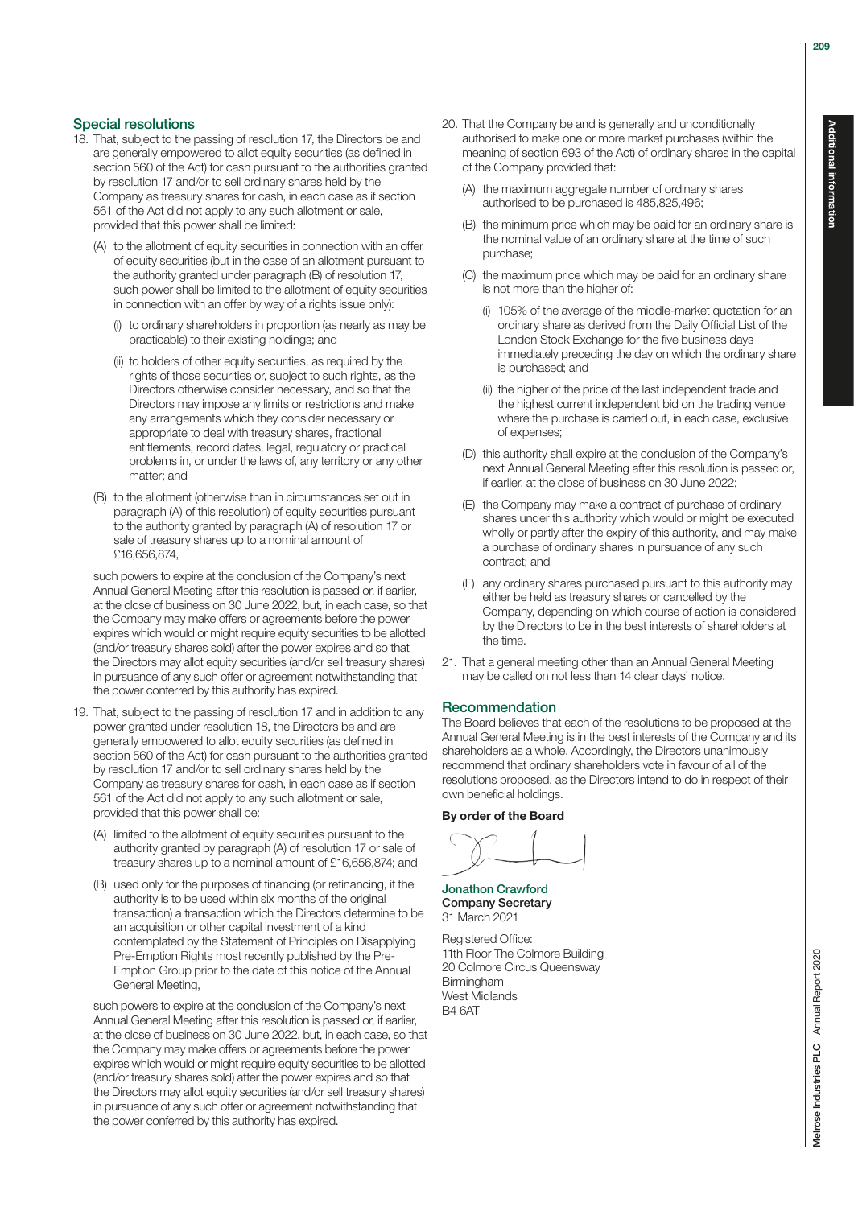## Special resolutions

18. That, subject to the passing of resolution 17, the Directors be and are generally empowered to allot equity securities (as defined in section 560 of the Act) for cash pursuant to the authorities granted by resolution 17 and/or to sell ordinary shares held by the Company as treasury shares for cash, in each case as if section 561 of the Act did not apply to any such allotment or sale, provided that this power shall be limited:

    (A) to the allotment of equity securities in connection with an offer of equity securities (but in the case of an allotment pursuant to the authority granted under paragraph (B) of resolution 17, such power shall be limited to the allotment of equity securities in connection with an offer by way of a rights issue only):

    (i) to ordinary shareholders in proportion (as nearly as may be practicable) to their existing holdings; and

    (ii) to holders of other equity securities, as required by the rights of those securities or, subject to such rights, as the Directors otherwise consider necessary, and so that the Directors may impose any limits or restrictions and make any arrangements which they consider necessary or appropriate to deal with treasury shares, fractional entitlements, record dates, legal, regulatory or practical problems in, or under the laws of, any territory or any other matter; and

    (B) to the allotment (otherwise than in circumstances set out in paragraph (A) of this resolution) of equity securities pursuant to the authority granted by paragraph (A) of resolution 17 or sale of treasury shares up to a nominal amount of £16,656,874,

    such powers to expire at the conclusion of the Company's next Annual General Meeting after this resolution is passed or, if earlier, at the close of business on 30 June 2022, but, in each case, so that the Company may make offers or agreements before the power expires which would or might require equity securities to be allotted (and/or treasury shares sold) after the power expires and so that the Directors may allot equity securities (and/or sell treasury shares) in pursuance of any such offer or agreement notwithstanding that the power conferred by this authority has expired.

19. That, subject to the passing of resolution 17 and in addition to any power granted under resolution 18, the Directors be and are generally empowered to allot equity securities (as defined in section 560 of the Act) for cash pursuant to the authorities granted by resolution 17 and/or to sell ordinary shares held by the Company as treasury shares for cash, in each case as if section 561 of the Act did not apply to any such allotment or sale, provided that this power shall be:

    (A) limited to the allotment of equity securities pursuant to the authority granted by paragraph (A) of resolution 17 or sale of treasury shares up to a nominal amount of £16,656,874; and

    (B) used only for the purposes of financing (or refinancing, if the authority is to be used within six months of the original transaction) a transaction which the Directors determine to be an acquisition or other capital investment of a kind contemplated by the Statement of Principles on Disapplying Pre-Emption Rights most recently published by the Pre-Emption Group prior to the date of this notice of the Annual General Meeting,

    such powers to expire at the conclusion of the Company's next Annual General Meeting after this resolution is passed or, if earlier, at the close of business on 30 June 2022, but, in each case, so that the Company may make offers or agreements before the power expires which would or might require equity securities to be allotted (and/or treasury shares sold) after the power expires and so that the Directors may allot equity securities (and/or sell treasury shares) in pursuance of any such offer or agreement notwithstanding that the power conferred by this authority has expired.

20. That the Company be and is generally and unconditionally authorised to make one or more market purchases (within the meaning of section 693 of the Act) of ordinary shares in the capital of the Company provided that:

    (A) the maximum aggregate number of ordinary shares authorised to be purchased is 485,825,496;

    (B) the minimum price which may be paid for an ordinary share is the nominal value of an ordinary share at the time of such purchase;

    (C) the maximum price which may be paid for an ordinary share is not more than the higher of:

    (i) 105% of the average of the middle-market quotation for an ordinary share as derived from the Daily Official List of the London Stock Exchange for the five business days immediately preceding the day on which the ordinary share is purchased; and

    (ii) the higher of the price of the last independent trade and the highest current independent bid on the trading venue where the purchase is carried out, in each case, exclusive of expenses;

    (D) this authority shall expire at the conclusion of the Company's next Annual General Meeting after this resolution is passed or, if earlier, at the close of business on 30 June 2022;

    (E) the Company may make a contract of purchase of ordinary shares under this authority which would or might be executed wholly or partly after the expiry of this authority, and may make a purchase of ordinary shares in pursuance of any such contract; and

    (F) any ordinary shares purchased pursuant to this authority may either be held as treasury shares or cancelled by the Company, depending on which course of action is considered by the Directors to be in the best interests of shareholders at the time.

21. That a general meeting other than an Annual General Meeting may be called on not less than 14 clear days' notice.

## Recommendation

The Board believes that each of the resolutions to be proposed at the Annual General Meeting is in the best interests of the Company and its shareholders as a whole. Accordingly, the Directors unanimously recommend that ordinary shareholders vote in favour of all of the resolutions proposed, as the Directors intend to do in respect of their own beneficial holdings.

**By order of the Board**

**Jonathon Crawford**
**Company Secretary**
31 March 2021

Registered Office:
11th Floor The Colmore Building
20 Colmore Circus Queensway
Birmingham
West Midlands
B4 6AT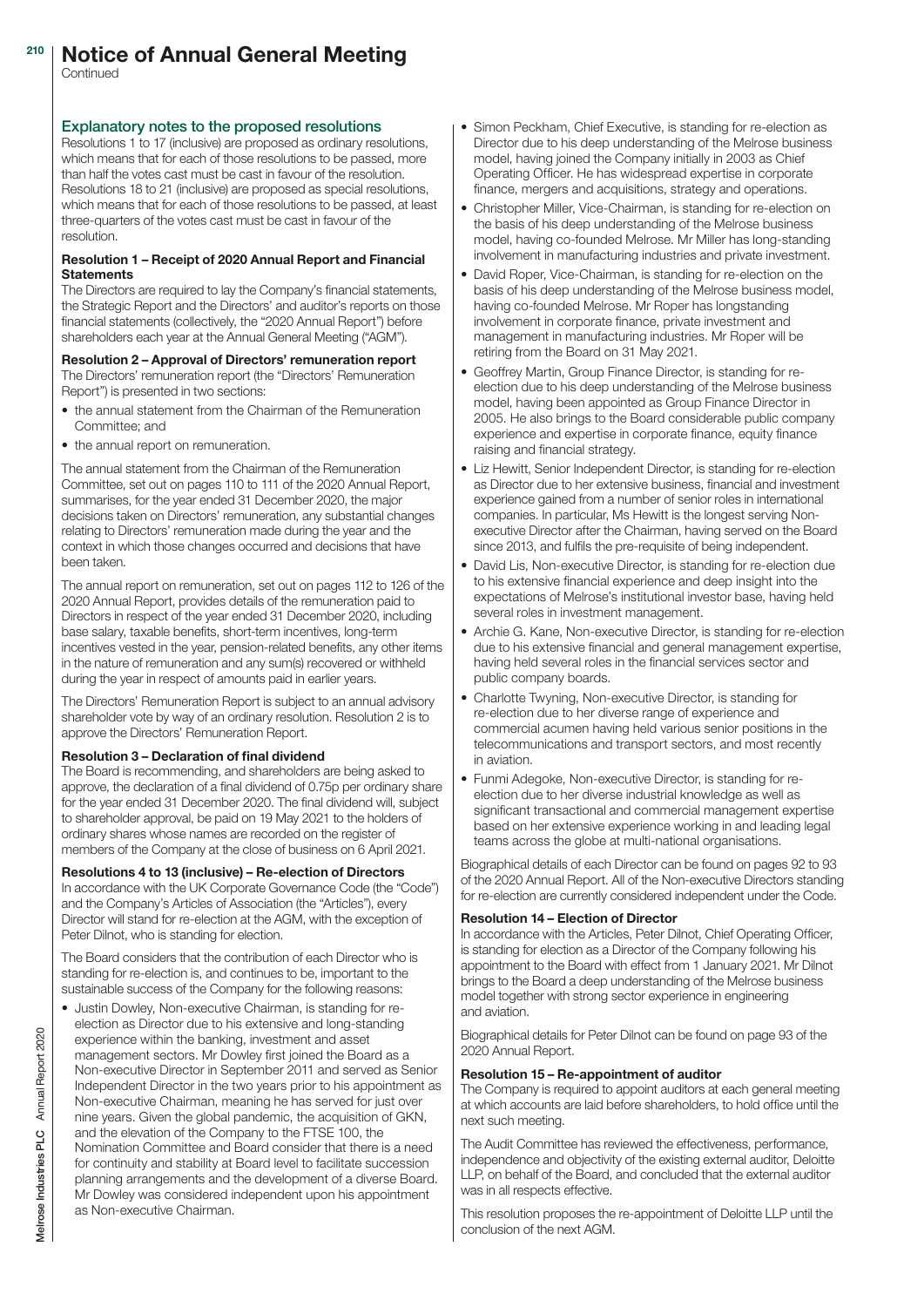# Notice of Annual General Meeting

Continued

## Explanatory notes to the proposed resolutions

Resolutions 1 to 17 (inclusive) are proposed as ordinary resolutions, which means that for each of those resolutions to be passed, more than half the votes cast must be cast in favour of the resolution. Resolutions 18 to 21 (inclusive) are proposed as special resolutions, which means that for each of those resolutions to be passed, at least three-quarters of the votes cast must be cast in favour of the resolution.

**Resolution 1 – Receipt of 2020 Annual Report and Financial Statements**

The Directors are required to lay the Company's financial statements, the Strategic Report and the Directors' and auditor's reports on those financial statements (collectively, the "2020 Annual Report") before shareholders each year at the Annual General Meeting ("AGM").

**Resolution 2 – Approval of Directors' remuneration report**

The Directors' remuneration report (the "Directors' Remuneration Report") is presented in two sections:

- the annual statement from the Chairman of the Remuneration Committee; and
- the annual report on remuneration.

The annual statement from the Chairman of the Remuneration Committee, set out on pages 110 to 111 of the 2020 Annual Report, summarises, for the year ended 31 December 2020, the major decisions taken on Directors' remuneration, any substantial changes relating to Directors' remuneration made during the year and the context in which those changes occurred and decisions that have been taken.

The annual report on remuneration, set out on pages 112 to 126 of the 2020 Annual Report, provides details of the remuneration paid to Directors in respect of the year ended 31 December 2020, including base salary, taxable benefits, short-term incentives, long-term incentives vested in the year, pension-related benefits, any other items in the nature of remuneration and any sum(s) recovered or withheld during the year in respect of amounts paid in earlier years.

The Directors' Remuneration Report is subject to an annual advisory shareholder vote by way of an ordinary resolution. Resolution 2 is to approve the Directors' Remuneration Report.

**Resolution 3 – Declaration of final dividend**

The Board is recommending, and shareholders are being asked to approve, the declaration of a final dividend of 0.75p per ordinary share for the year ended 31 December 2020. The final dividend will, subject to shareholder approval, be paid on 19 May 2021 to the holders of ordinary shares whose names are recorded on the register of members of the Company at the close of business on 6 April 2021.

**Resolutions 4 to 13 (inclusive) – Re-election of Directors**

In accordance with the UK Corporate Governance Code (the "Code") and the Company's Articles of Association (the "Articles"), every Director will stand for re-election at the AGM, with the exception of Peter Dilnot, who is standing for election.

The Board considers that the contribution of each Director who is standing for re-election is, and continues to be, important to the sustainable success of the Company for the following reasons:

- Justin Dowley, Non-executive Chairman, is standing for re-election as Director due to his extensive and long-standing experience within the banking, investment and asset management sectors. Mr Dowley first joined the Board as a Non-executive Director in September 2011 and served as Senior Independent Director in the two years prior to his appointment as Non-executive Chairman, meaning he has served for just over nine years. Given the global pandemic, the acquisition of GKN, and the elevation of the Company to the FTSE 100, the Nomination Committee and Board consider that there is a need for continuity and stability at Board level to facilitate succession planning arrangements and the development of a diverse Board. Mr Dowley was considered independent upon his appointment as Non-executive Chairman.
- Simon Peckham, Chief Executive, is standing for re-election as Director due to his deep understanding of the Melrose business model, having joined the Company initially in 2003 as Chief Operating Officer. He has widespread expertise in corporate finance, mergers and acquisitions, strategy and operations.
- Christopher Miller, Vice-Chairman, is standing for re-election on the basis of his deep understanding of the Melrose business model, having co-founded Melrose. Mr Miller has long-standing involvement in manufacturing industries and private investment.
- David Roper, Vice-Chairman, is standing for re-election on the basis of his deep understanding of the Melrose business model, having co-founded Melrose. Mr Roper has longstanding involvement in corporate finance, private investment and management in manufacturing industries. Mr Roper will be retiring from the Board on 31 May 2021.
- Geoffrey Martin, Group Finance Director, is standing for re-election due to his deep understanding of the Melrose business model, having been appointed as Group Finance Director in 2005. He also brings to the Board considerable public company experience and expertise in corporate finance, equity finance raising and financial strategy.
- Liz Hewitt, Senior Independent Director, is standing for re-election as Director due to her extensive business, financial and investment experience gained from a number of senior roles in international companies. In particular, Ms Hewitt is the longest serving Non-executive Director after the Chairman, having served on the Board since 2013, and fulfils the pre-requisite of being independent.
- David Lis, Non-executive Director, is standing for re-election due to his extensive financial experience and deep insight into the expectations of Melrose's institutional investor base, having held several roles in investment management.
- Archie G. Kane, Non-executive Director, is standing for re-election due to his extensive financial and general management expertise, having held several roles in the financial services sector and public company boards.
- Charlotte Twyning, Non-executive Director, is standing for re-election due to her diverse range of experience and commercial acumen having held various senior positions in the telecommunications and transport sectors, and most recently in aviation.
- Funmi Adegoke, Non-executive Director, is standing for re-election due to her diverse industrial knowledge as well as significant transactional and commercial management expertise based on her extensive experience working in and leading legal teams across the globe at multi-national organisations.

Biographical details of each Director can be found on pages 92 to 93 of the 2020 Annual Report. All of the Non-executive Directors standing for re-election are currently considered independent under the Code.

**Resolution 14 – Election of Director**

In accordance with the Articles, Peter Dilnot, Chief Operating Officer, is standing for election as a Director of the Company following his appointment to the Board with effect from 1 January 2021. Mr Dilnot brings to the Board a deep understanding of the Melrose business model together with strong sector experience in engineering and aviation.

Biographical details for Peter Dilnot can be found on page 93 of the 2020 Annual Report.

**Resolution 15 – Re-appointment of auditor**

The Company is required to appoint auditors at each general meeting at which accounts are laid before shareholders, to hold office until the next such meeting.

The Audit Committee has reviewed the effectiveness, performance, independence and objectivity of the existing external auditor, Deloitte LLP, on behalf of the Board, and concluded that the external auditor was in all respects effective.

This resolution proposes the re-appointment of Deloitte LLP until the conclusion of the next AGM.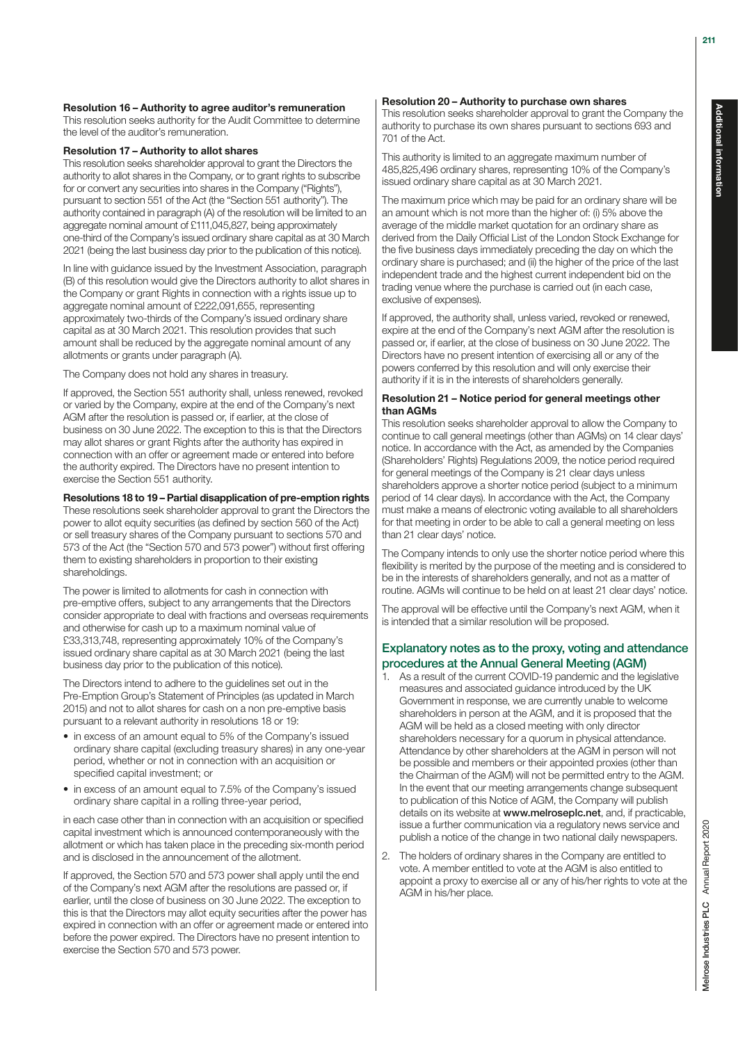#### Resolution 16 – Authority to agree auditor's remuneration

This resolution seeks authority for the Audit Committee to determine the level of the auditor's remuneration.

#### Resolution 17 – Authority to allot shares

This resolution seeks shareholder approval to grant the Directors the authority to allot shares in the Company, or to grant rights to subscribe for or convert any securities into shares in the Company ("Rights"), pursuant to section 551 of the Act (the "Section 551 authority"). The authority contained in paragraph (A) of the resolution will be limited to an aggregate nominal amount of £111,045,827, being approximately one-third of the Company's issued ordinary share capital as at 30 March 2021 (being the last business day prior to the publication of this notice).

In line with guidance issued by the Investment Association, paragraph (B) of this resolution would give the Directors authority to allot shares in the Company or grant Rights in connection with a rights issue up to aggregate nominal amount of £222,091,655, representing approximately two-thirds of the Company's issued ordinary share capital as at 30 March 2021. This resolution provides that such amount shall be reduced by the aggregate nominal amount of any allotments or grants under paragraph (A).

The Company does not hold any shares in treasury.

If approved, the Section 551 authority shall, unless renewed, revoked or varied by the Company, expire at the end of the Company's next AGM after the resolution is passed or, if earlier, at the close of business on 30 June 2022. The exception to this is that the Directors may allot shares or grant Rights after the authority has expired in connection with an offer or agreement made or entered into before the authority expired. The Directors have no present intention to exercise the Section 551 authority.

#### Resolutions 18 to 19 – Partial disapplication of pre-emption rights

These resolutions seek shareholder approval to grant the Directors the power to allot equity securities (as defined by section 560 of the Act) or sell treasury shares of the Company pursuant to sections 570 and 573 of the Act (the "Section 570 and 573 power") without first offering them to existing shareholders in proportion to their existing shareholdings.

The power is limited to allotments for cash in connection with pre-emptive offers, subject to any arrangements that the Directors consider appropriate to deal with fractions and overseas requirements and otherwise for cash up to a maximum nominal value of £33,313,748, representing approximately 10% of the Company's issued ordinary share capital as at 30 March 2021 (being the last business day prior to the publication of this notice).

The Directors intend to adhere to the guidelines set out in the Pre-Emption Group's Statement of Principles (as updated in March 2015) and not to allot shares for cash on a non pre-emptive basis pursuant to a relevant authority in resolutions 18 or 19:

- in excess of an amount equal to 5% of the Company's issued ordinary share capital (excluding treasury shares) in any one-year period, whether or not in connection with an acquisition or specified capital investment; or
- in excess of an amount equal to 7.5% of the Company's issued ordinary share capital in a rolling three-year period,

in each case other than in connection with an acquisition or specified capital investment which is announced contemporaneously with the allotment or which has taken place in the preceding six-month period and is disclosed in the announcement of the allotment.

If approved, the Section 570 and 573 power shall apply until the end of the Company's next AGM after the resolutions are passed or, if earlier, until the close of business on 30 June 2022. The exception to this is that the Directors may allot equity securities after the power has expired in connection with an offer or agreement made or entered into before the power expired. The Directors have no present intention to exercise the Section 570 and 573 power.

#### Resolution 20 – Authority to purchase own shares

This resolution seeks shareholder approval to grant the Company the authority to purchase its own shares pursuant to sections 693 and 701 of the Act.

This authority is limited to an aggregate maximum number of 485,825,496 ordinary shares, representing 10% of the Company's issued ordinary share capital as at 30 March 2021.

The maximum price which may be paid for an ordinary share will be an amount which is not more than the higher of: (i) 5% above the average of the middle market quotation for an ordinary share as derived from the Daily Official List of the London Stock Exchange for the five business days immediately preceding the day on which the ordinary share is purchased; and (ii) the higher of the price of the last independent trade and the highest current independent bid on the trading venue where the purchase is carried out (in each case, exclusive of expenses).

If approved, the authority shall, unless varied, revoked or renewed, expire at the end of the Company's next AGM after the resolution is passed or, if earlier, at the close of business on 30 June 2022. The Directors have no present intention of exercising all or any of the powers conferred by this resolution and will only exercise their authority if it is in the interests of shareholders generally.

#### Resolution 21 – Notice period for general meetings other than AGMs

This resolution seeks shareholder approval to allow the Company to continue to call general meetings (other than AGMs) on 14 clear days' notice. In accordance with the Act, as amended by the Companies (Shareholders' Rights) Regulations 2009, the notice period required for general meetings of the Company is 21 clear days unless shareholders approve a shorter notice period (subject to a minimum period of 14 clear days). In accordance with the Act, the Company must make a means of electronic voting available to all shareholders for that meeting in order to be able to call a general meeting on less than 21 clear days' notice.

The Company intends to only use the shorter notice period where this flexibility is merited by the purpose of the meeting and is considered to be in the interests of shareholders generally, and not as a matter of routine. AGMs will continue to be held on at least 21 clear days' notice.

The approval will be effective until the Company's next AGM, when it is intended that a similar resolution will be proposed.

## Explanatory notes as to the proxy, voting and attendance procedures at the Annual General Meeting (AGM)

1. As a result of the current COVID-19 pandemic and the legislative measures and associated guidance introduced by the UK Government in response, we are currently unable to welcome shareholders in person at the AGM, and it is proposed that the AGM will be held as a closed meeting with only director shareholders necessary for a quorum in physical attendance. Attendance by other shareholders at the AGM in person will not be possible and members or their appointed proxies (other than the Chairman of the AGM) will not be permitted entry to the AGM. In the event that our meeting arrangements change subsequent to publication of this Notice of AGM, the Company will publish details on its website at **www.melroseplc.net**, and, if practicable, issue a further communication via a regulatory news service and publish a notice of the change in two national daily newspapers.
2. The holders of ordinary shares in the Company are entitled to vote. A member entitled to vote at the AGM is also entitled to appoint a proxy to exercise all or any of his/her rights to vote at the AGM in his/her place.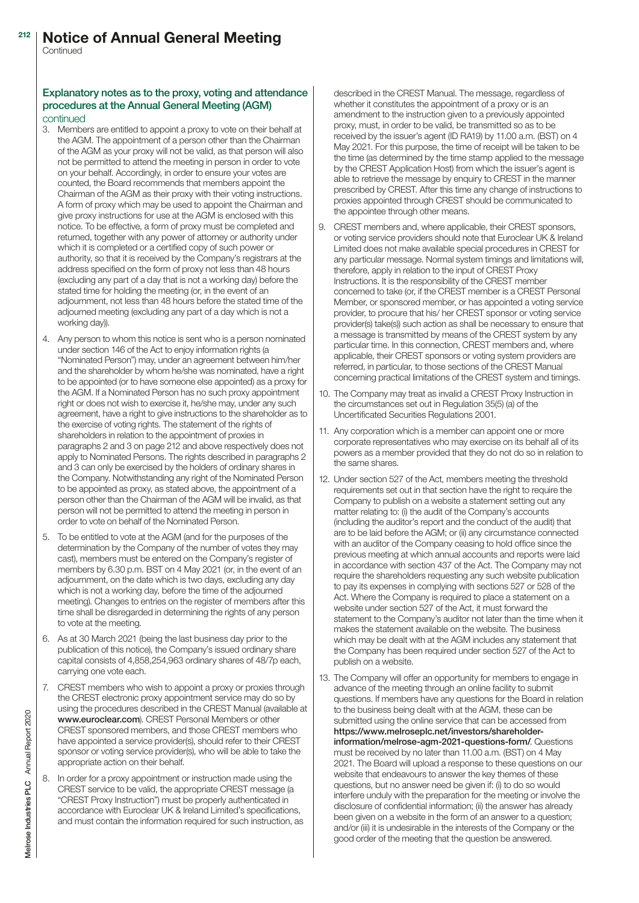# Notice of Annual General Meeting

Continued

### Explanatory notes as to the proxy, voting and attendance procedures at the Annual General Meeting (AGM)

continued

3. Members are entitled to appoint a proxy to vote on their behalf at the AGM. The appointment of a person other than the Chairman of the AGM as your proxy will not be valid, as that person will also not be permitted to attend the meeting in person in order to vote on your behalf. Accordingly, in order to ensure your votes are counted, the Board recommends that members appoint the Chairman of the AGM as their proxy with their voting instructions. A form of proxy which may be used to appoint the Chairman and give proxy instructions for use at the AGM is enclosed with this notice. To be effective, a form of proxy must be completed and returned, together with any power of attorney or authority under which it is completed or a certified copy of such power or authority, so that it is received by the Company's registrars at the address specified on the form of proxy not less than 48 hours (excluding any part of a day that is not a working day) before the stated time for holding the meeting (or, in the event of an adjournment, not less than 48 hours before the stated time of the adjourned meeting (excluding any part of a day which is not a working day)).

4. Any person to whom this notice is sent who is a person nominated under section 146 of the Act to enjoy information rights (a "Nominated Person") may, under an agreement between him/her and the shareholder by whom he/she was nominated, have a right to be appointed (or to have someone else appointed) as a proxy for the AGM. If a Nominated Person has no such proxy appointment right or does not wish to exercise it, he/she may, under any such agreement, have a right to give instructions to the shareholder as to the exercise of voting rights. The statement of the rights of shareholders in relation to the appointment of proxies in paragraphs 2 and 3 on page 212 and above respectively does not apply to Nominated Persons. The rights described in paragraphs 2 and 3 can only be exercised by the holders of ordinary shares in the Company. Notwithstanding any right of the Nominated Person to be appointed as proxy, as stated above, the appointment of a person other than the Chairman of the AGM will be invalid, as that person will not be permitted to attend the meeting in person in order to vote on behalf of the Nominated Person.

5. To be entitled to vote at the AGM (and for the purposes of the determination by the Company of the number of votes they may cast), members must be entered on the Company's register of members by 6.30 p.m. BST on 4 May 2021 (or, in the event of an adjournment, on the date which is two days, excluding any day which is not a working day, before the time of the adjourned meeting). Changes to entries on the register of members after this time shall be disregarded in determining the rights of any person to vote at the meeting.

6. As at 30 March 2021 (being the last business day prior to the publication of this notice), the Company's issued ordinary share capital consists of 4,858,254,963 ordinary shares of 48/7p each, carrying one vote each.

7. CREST members who wish to appoint a proxy or proxies through the CREST electronic proxy appointment service may do so by using the procedures described in the CREST Manual (available at **www.euroclear.com**). CREST Personal Members or other CREST sponsored members, and those CREST members who have appointed a service provider(s), should refer to their CREST sponsor or voting service provider(s), who will be able to take the appropriate action on their behalf.

8. In order for a proxy appointment or instruction made using the CREST service to be valid, the appropriate CREST message (a "CREST Proxy Instruction") must be properly authenticated in accordance with Euroclear UK & Ireland Limited's specifications, and must contain the information required for such instruction, as described in the CREST Manual. The message, regardless of whether it constitutes the appointment of a proxy or is an amendment to the instruction given to a previously appointed proxy, must, in order to be valid, be transmitted so as to be received by the issuer's agent (ID RA19) by 11.00 a.m. (BST) on 4 May 2021. For this purpose, the time of receipt will be taken to be the time (as determined by the time stamp applied to the message by the CREST Application Host) from which the issuer's agent is able to retrieve the message by enquiry to CREST in the manner prescribed by CREST. After this time any change of instructions to proxies appointed through CREST should be communicated to the appointee through other means.

9. CREST members and, where applicable, their CREST sponsors, or voting service providers should note that Euroclear UK & Ireland Limited does not make available special procedures in CREST for any particular message. Normal system timings and limitations will, therefore, apply in relation to the input of CREST Proxy Instructions. It is the responsibility of the CREST member concerned to take (or, if the CREST member is a CREST Personal Member, or sponsored member, or has appointed a voting service provider, to procure that his/ her CREST sponsor or voting service provider(s) take(s)) such action as shall be necessary to ensure that a message is transmitted by means of the CREST system by any particular time. In this connection, CREST members and, where applicable, their CREST sponsors or voting system providers are referred, in particular, to those sections of the CREST Manual concerning practical limitations of the CREST system and timings.

10. The Company may treat as invalid a CREST Proxy Instruction in the circumstances set out in Regulation 35(5) (a) of the Uncertificated Securities Regulations 2001.

11. Any corporation which is a member can appoint one or more corporate representatives who may exercise on its behalf all of its powers as a member provided that they do not do so in relation to the same shares.

12. Under section 527 of the Act, members meeting the threshold requirements set out in that section have the right to require the Company to publish on a website a statement setting out any matter relating to: (i) the audit of the Company's accounts (including the auditor's report and the conduct of the audit) that are to be laid before the AGM; or (ii) any circumstance connected with an auditor of the Company ceasing to hold office since the previous meeting at which annual accounts and reports were laid in accordance with section 437 of the Act. The Company may not require the shareholders requesting any such website publication to pay its expenses in complying with sections 527 or 528 of the Act. Where the Company is required to place a statement on a website under section 527 of the Act, it must forward the statement to the Company's auditor not later than the time when it makes the statement available on the website. The business which may be dealt with at the AGM includes any statement that the Company has been required under section 527 of the Act to publish on a website.

13. The Company will offer an opportunity for members to engage in advance of the meeting through an online facility to submit questions. If members have any questions for the Board in relation to the business being dealt with at the AGM, these can be submitted using the online service that can be accessed from **https://www.melroseplc.net/investors/shareholder-information/melrose-agm-2021-questions-form/**. Questions must be received by no later than 11.00 a.m. (BST) on 4 May 2021. The Board will upload a response to these questions on our website that endeavours to answer the key themes of these questions, but no answer need be given if: (i) to do so would interfere unduly with the preparation for the meeting or involve the disclosure of confidential information; (ii) the answer has already been given on a website in the form of an answer to a question; and/or (iii) it is undesirable in the interests of the Company or the good order of the meeting that the question be answered.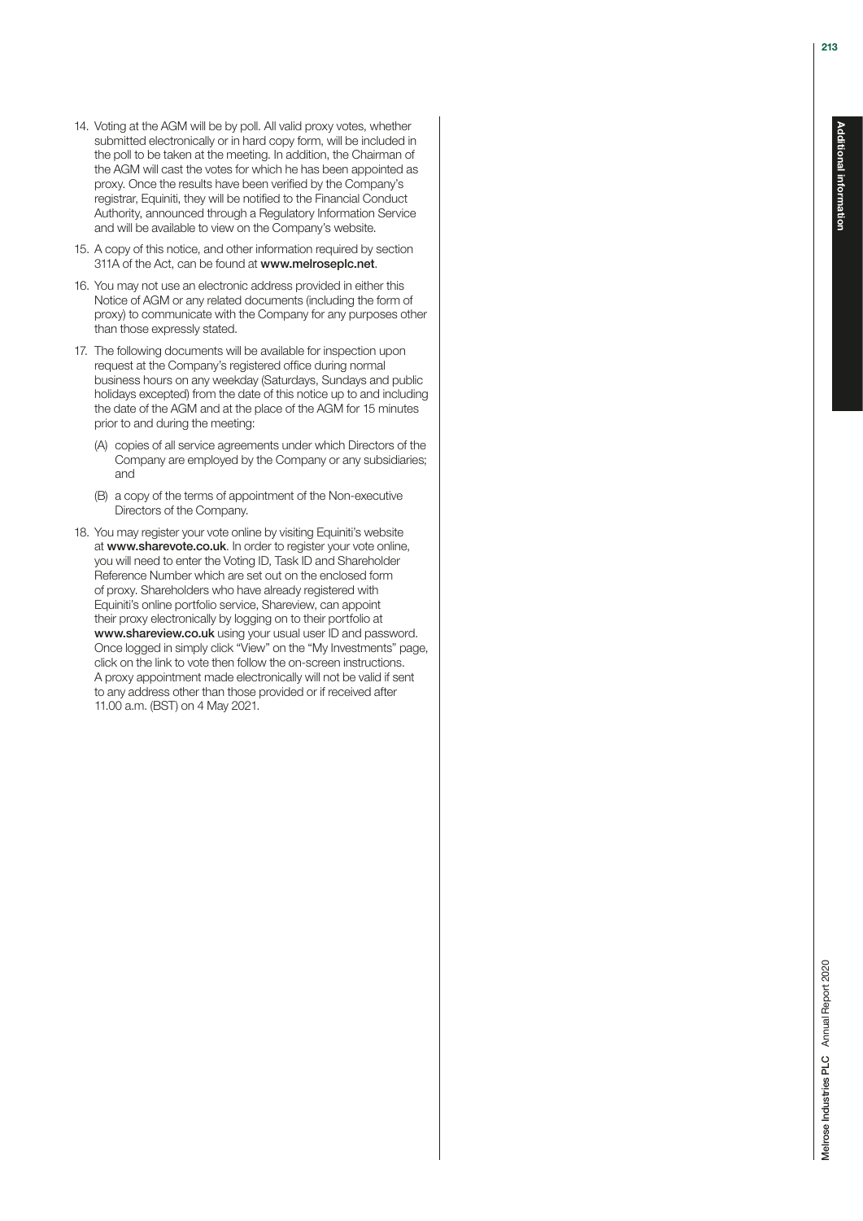14. Voting at the AGM will be by poll. All valid proxy votes, whether submitted electronically or in hard copy form, will be included in the poll to be taken at the meeting. In addition, the Chairman of the AGM will cast the votes for which he has been appointed as proxy. Once the results have been verified by the Company's registrar, Equiniti, they will be notified to the Financial Conduct Authority, announced through a Regulatory Information Service and will be available to view on the Company's website.

15. A copy of this notice, and other information required by section 311A of the Act, can be found at **www.melroseplc.net**.

16. You may not use an electronic address provided in either this Notice of AGM or any related documents (including the form of proxy) to communicate with the Company for any purposes other than those expressly stated.

17. The following documents will be available for inspection upon request at the Company's registered office during normal business hours on any weekday (Saturdays, Sundays and public holidays excepted) from the date of this notice up to and including the date of the AGM and at the place of the AGM for 15 minutes prior to and during the meeting:

    (A) copies of all service agreements under which Directors of the Company are employed by the Company or any subsidiaries; and

    (B) a copy of the terms of appointment of the Non-executive Directors of the Company.

18. You may register your vote online by visiting Equiniti's website at **www.sharevote.co.uk**. In order to register your vote online, you will need to enter the Voting ID, Task ID and Shareholder Reference Number which are set out on the enclosed form of proxy. Shareholders who have already registered with Equiniti's online portfolio service, Shareview, can appoint their proxy electronically by logging on to their portfolio at **www.shareview.co.uk** using your usual user ID and password. Once logged in simply click "View" on the "My Investments" page, click on the link to vote then follow the on-screen instructions. A proxy appointment made electronically will not be valid if sent to any address other than those provided or if received after 11.00 a.m. (BST) on 4 May 2021.